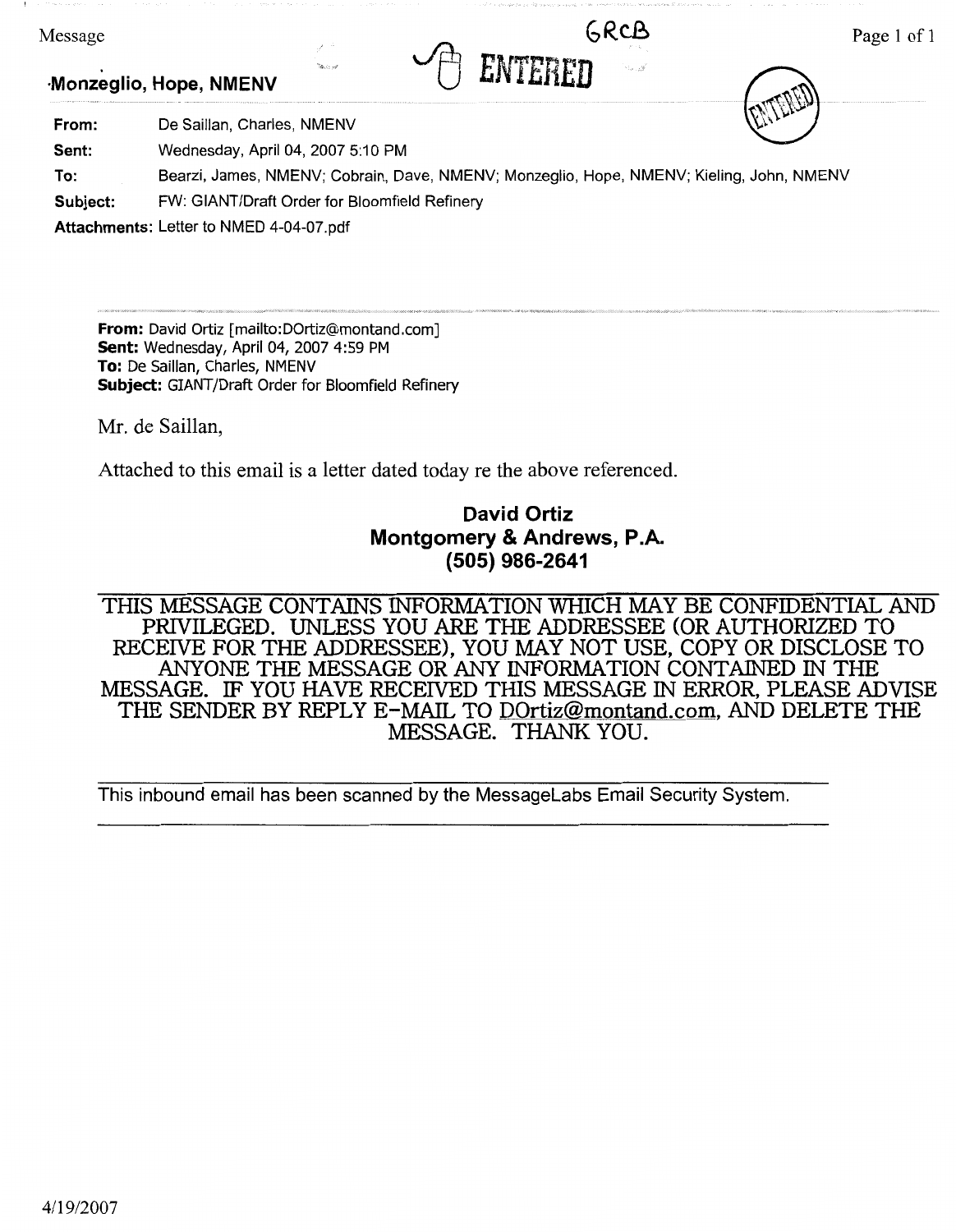GRCB

ENTERED

**Monzeglio, Hope, NMENV**

| | |
|---|---|
| **From:** | De Saillan, Charles, NMENV |
| **Sent:** | Wednesday, April 04, 2007 5:10 PM |
| **To:** | Bearzi, James, NMENV; Cobrain, Dave, NMENV; Monzeglio, Hope, NMENV; Kieling, John, NMENV |
| **Subject:** | FW: GIANT/Draft Order for Bloomfield Refinery |
| **Attachments:** | Letter to NMED 4-04-07.pdf |

---

**From:** David Ortiz [mailto:DOrtiz@montand.com]
**Sent:** Wednesday, April 04, 2007 4:59 PM
**To:** De Saillan, Charles, NMENV
**Subject:** GIANT/Draft Order for Bloomfield Refinery

Mr. de Saillan,

Attached to this email is a letter dated today re the above referenced.

**David Ortiz**
**Montgomery & Andrews, P.A.**
**(505) 986-2641**

---

THIS MESSAGE CONTAINS INFORMATION WHICH MAY BE CONFIDENTIAL AND PRIVILEGED. UNLESS YOU ARE THE ADDRESSEE (OR AUTHORIZED TO RECEIVE FOR THE ADDRESSEE), YOU MAY NOT USE, COPY OR DISCLOSE TO ANYONE THE MESSAGE OR ANY INFORMATION CONTAINED IN THE MESSAGE. IF YOU HAVE RECEIVED THIS MESSAGE IN ERROR, PLEASE ADVISE THE SENDER BY REPLY E-MAIL TO DOrtiz@montand.com, AND DELETE THE MESSAGE. THANK YOU.

---

This inbound email has been scanned by the MessageLabs Email Security System.

---

4/19/2007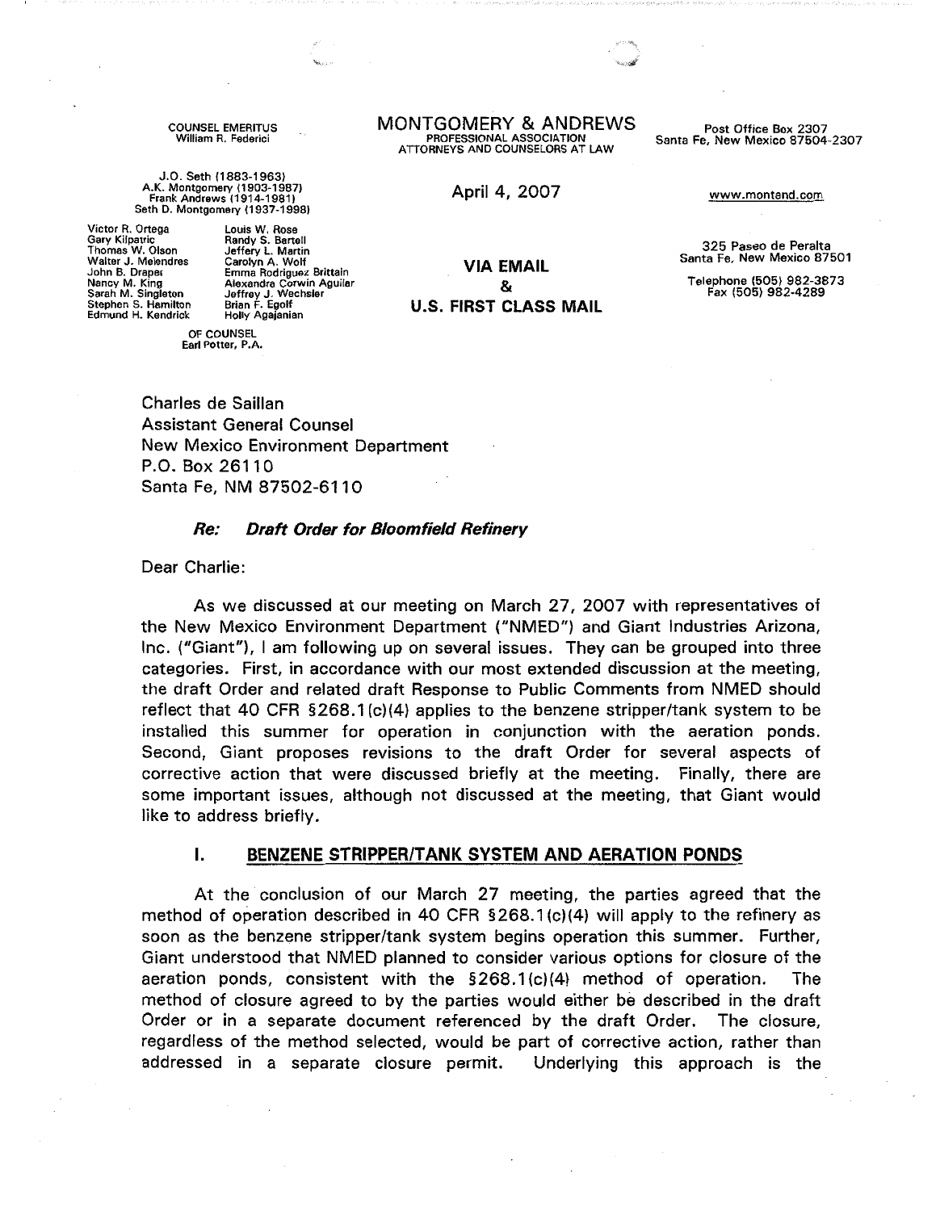COUNSEL EMERITUS
William R. Federici

J.O. Seth (1883-1963)
A.K. Montgomery (1903-1987)
Frank Andrews (1914-1981)
Seth D. Montgomery (1937-1998)

| | |
|---|---|
| Victor R. Ortega | Louis W. Rose |
| Gary Kilpatric | Randy S. Bartell |
| Thomas W. Olson | Jeffery L. Martin |
| Walter J. Melendres | Carolyn A. Wolf |
| John B. Draper | Emma Rodriguez Brittain |
| Nancy M. King | Alexandra Corwin Aguilar |
| Sarah M. Singleton | Jeffrey J. Wechsler |
| Stephen S. Hamilton | Brian F. Egolf |
| Edmund H. Kendrick | Holly Agajanian |

OF COUNSEL
Earl Potter, P.A.

# MONTGOMERY & ANDREWS

PROFESSIONAL ASSOCIATION
ATTORNEYS AND COUNSELORS AT LAW

Post Office Box 2307
Santa Fe, New Mexico 87504-2307

April 4, 2007

www.montand.com

**VIA EMAIL**
**&**
**U.S. FIRST CLASS MAIL**

325 Paseo de Peralta
Santa Fe, New Mexico 87501

Telephone (505) 982-3873
Fax (505) 982-4289

Charles de Saillan
Assistant General Counsel
New Mexico Environment Department
P.O. Box 26110
Santa Fe, NM 87502-6110

***Re: Draft Order for Bloomfield Refinery***

Dear Charlie:

As we discussed at our meeting on March 27, 2007 with representatives of the New Mexico Environment Department ("NMED") and Giant Industries Arizona, Inc. ("Giant"), I am following up on several issues. They can be grouped into three categories. First, in accordance with our most extended discussion at the meeting, the draft Order and related draft Response to Public Comments from NMED should reflect that 40 CFR §268.1(c)(4) applies to the benzene stripper/tank system to be installed this summer for operation in conjunction with the aeration ponds. Second, Giant proposes revisions to the draft Order for several aspects of corrective action that were discussed briefly at the meeting. Finally, there are some important issues, although not discussed at the meeting, that Giant would like to address briefly.

## I. BENZENE STRIPPER/TANK SYSTEM AND AERATION PONDS

At the conclusion of our March 27 meeting, the parties agreed that the method of operation described in 40 CFR §268.1(c)(4) will apply to the refinery as soon as the benzene stripper/tank system begins operation this summer. Further, Giant understood that NMED planned to consider various options for closure of the aeration ponds, consistent with the §268.1(c)(4) method of operation. The method of closure agreed to by the parties would either be described in the draft Order or in a separate document referenced by the draft Order. The closure, regardless of the method selected, would be part of corrective action, rather than addressed in a separate closure permit. Underlying this approach is the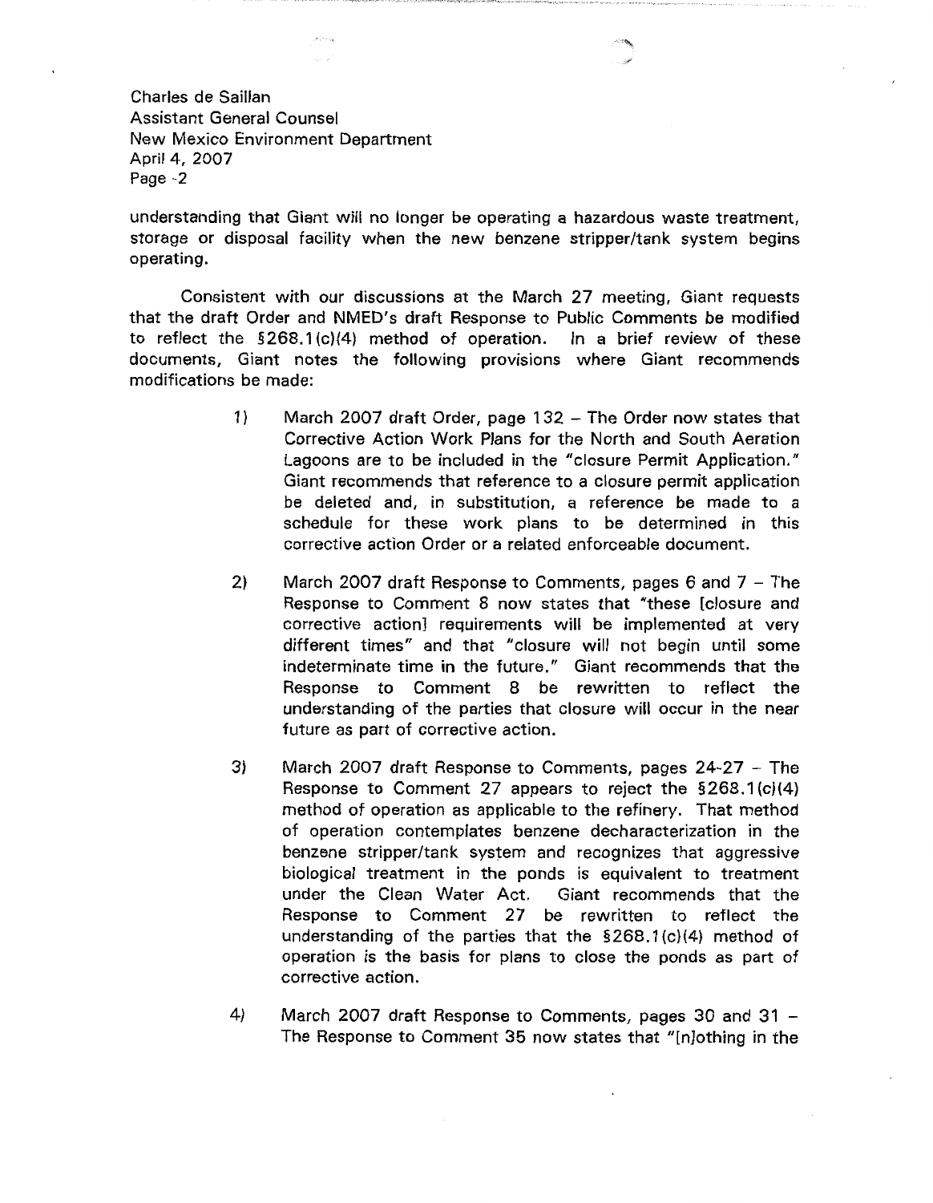understanding that Giant will no longer be operating a hazardous waste treatment, storage or disposal facility when the new benzene stripper/tank system begins operating.

Consistent with our discussions at the March 27 meeting, Giant requests that the draft Order and NMED's draft Response to Public Comments be modified to reflect the §268.1(c)(4) method of operation. In a brief review of these documents, Giant notes the following provisions where Giant recommends modifications be made:

1) March 2007 draft Order, page 132 – The Order now states that Corrective Action Work Plans for the North and South Aeration Lagoons are to be included in the "closure Permit Application." Giant recommends that reference to a closure permit application be deleted and, in substitution, a reference be made to a schedule for these work plans to be determined in this corrective action Order or a related enforceable document.

2) March 2007 draft Response to Comments, pages 6 and 7 – The Response to Comment 8 now states that "these [closure and corrective action] requirements will be implemented at very different times" and that "closure will not begin until some indeterminate time in the future." Giant recommends that the Response to Comment 8 be rewritten to reflect the understanding of the parties that closure will occur in the near future as part of corrective action.

3) March 2007 draft Response to Comments, pages 24-27 – The Response to Comment 27 appears to reject the §268.1(c)(4) method of operation as applicable to the refinery. That method of operation contemplates benzene decharacterization in the benzene stripper/tank system and recognizes that aggressive biological treatment in the ponds is equivalent to treatment under the Clean Water Act. Giant recommends that the Response to Comment 27 be rewritten to reflect the understanding of the parties that the §268.1(c)(4) method of operation is the basis for plans to close the ponds as part of corrective action.

4) March 2007 draft Response to Comments, pages 30 and 31 – The Response to Comment 35 now states that "[n]othing in the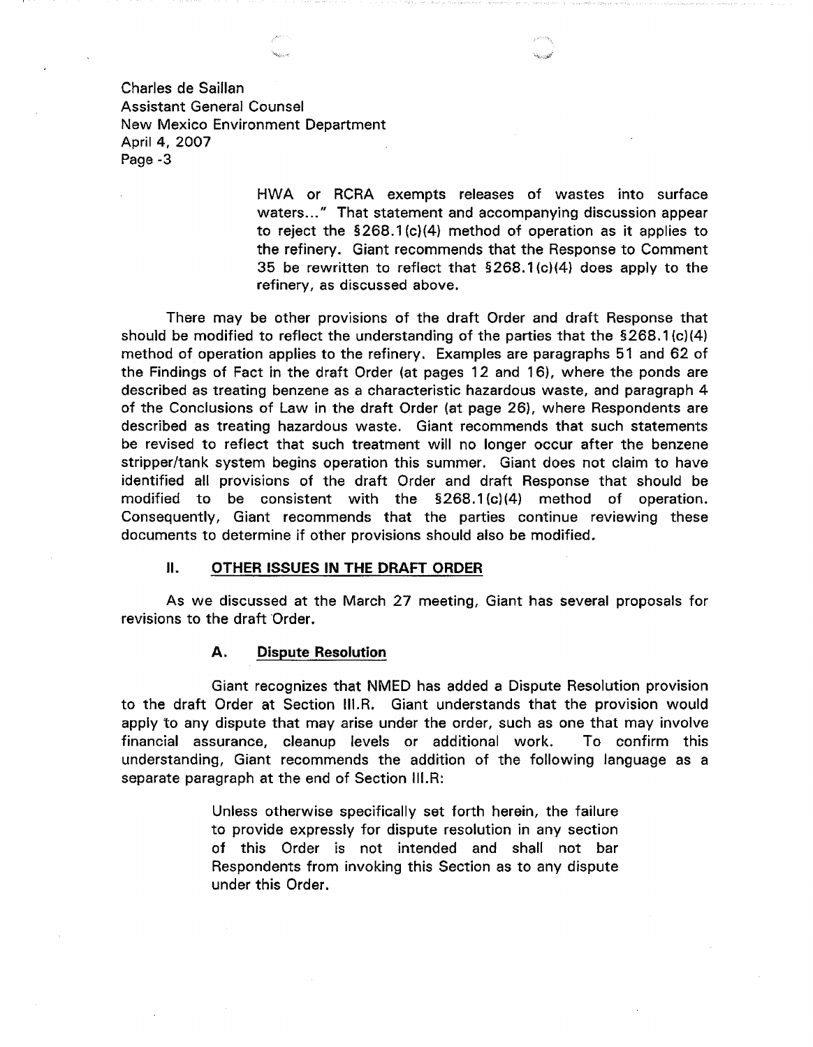HWA or RCRA exempts releases of wastes into surface waters..." That statement and accompanying discussion appear to reject the §268.1(c)(4) method of operation as it applies to the refinery. Giant recommends that the Response to Comment 35 be rewritten to reflect that §268.1(c)(4) does apply to the refinery, as discussed above.

There may be other provisions of the draft Order and draft Response that should be modified to reflect the understanding of the parties that the §268.1(c)(4) method of operation applies to the refinery. Examples are paragraphs 51 and 62 of the Findings of Fact in the draft Order (at pages 12 and 16), where the ponds are described as treating benzene as a characteristic hazardous waste, and paragraph 4 of the Conclusions of Law in the draft Order (at page 26), where Respondents are described as treating hazardous waste. Giant recommends that such statements be revised to reflect that such treatment will no longer occur after the benzene stripper/tank system begins operation this summer. Giant does not claim to have identified all provisions of the draft Order and draft Response that should be modified to be consistent with the §268.1(c)(4) method of operation. Consequently, Giant recommends that the parties continue reviewing these documents to determine if other provisions should also be modified.

## II. OTHER ISSUES IN THE DRAFT ORDER

As we discussed at the March 27 meeting, Giant has several proposals for revisions to the draft Order.

### A. Dispute Resolution

Giant recognizes that NMED has added a Dispute Resolution provision to the draft Order at Section III.R. Giant understands that the provision would apply to any dispute that may arise under the order, such as one that may involve financial assurance, cleanup levels or additional work. To confirm this understanding, Giant recommends the addition of the following language as a separate paragraph at the end of Section III.R:

> Unless otherwise specifically set forth herein, the failure to provide expressly for dispute resolution in any section of this Order is not intended and shall not bar Respondents from invoking this Section as to any dispute under this Order.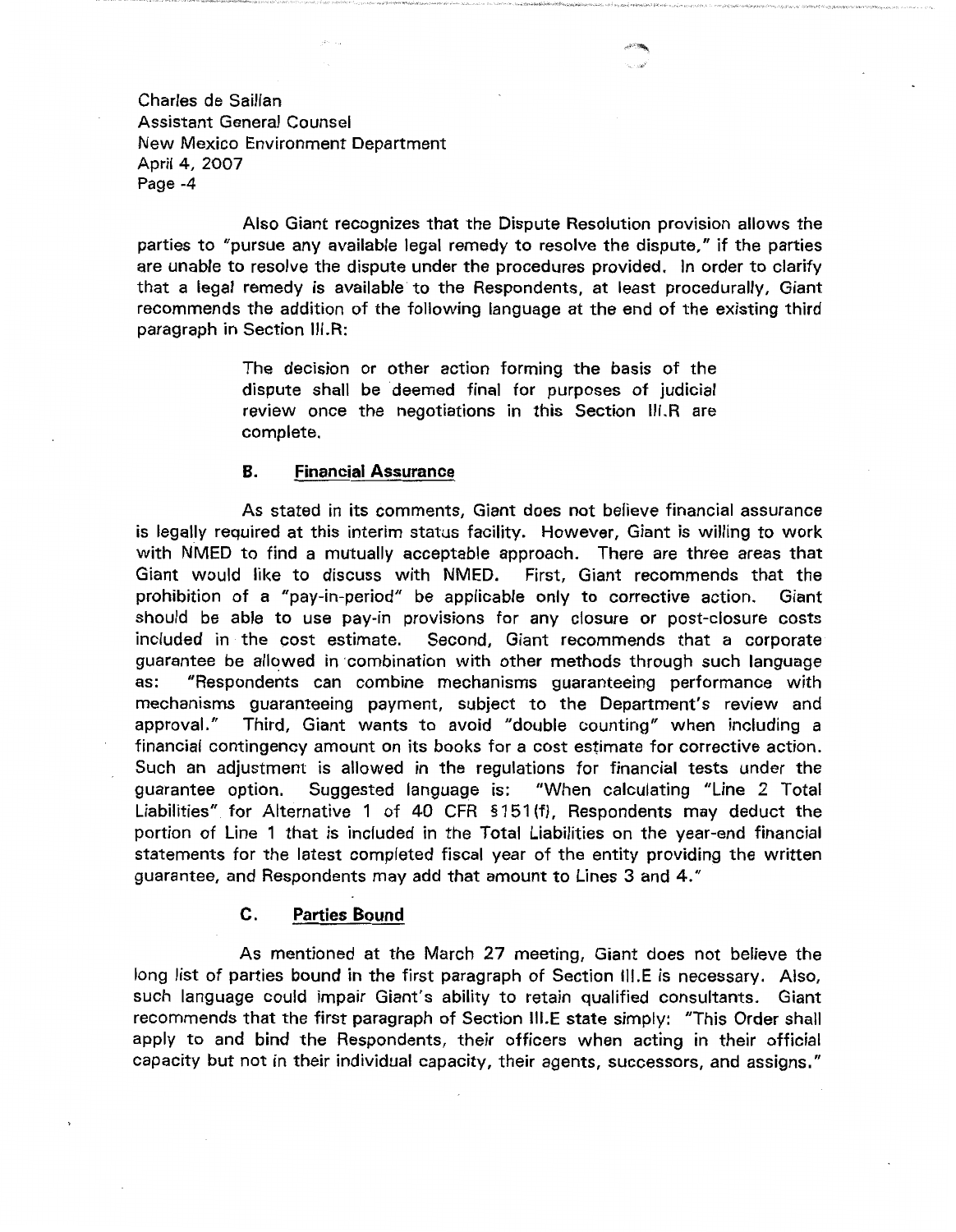Also Giant recognizes that the Dispute Resolution provision allows the parties to "pursue any available legal remedy to resolve the dispute," if the parties are unable to resolve the dispute under the procedures provided. In order to clarify that a legal remedy is available to the Respondents, at least procedurally, Giant recommends the addition of the following language at the end of the existing third paragraph in Section III.R:

> The decision or other action forming the basis of the dispute shall be deemed final for purposes of judicial review once the negotiations in this Section III.R are complete.

### B. Financial Assurance

As stated in its comments, Giant does not believe financial assurance is legally required at this interim status facility. However, Giant is willing to work with NMED to find a mutually acceptable approach. There are three areas that Giant would like to discuss with NMED. First, Giant recommends that the prohibition of a "pay-in-period" be applicable only to corrective action. Giant should be able to use pay-in provisions for any closure or post-closure costs included in the cost estimate. Second, Giant recommends that a corporate guarantee be allowed in combination with other methods through such language as: "Respondents can combine mechanisms guaranteeing performance with mechanisms guaranteeing payment, subject to the Department's review and approval." Third, Giant wants to avoid "double counting" when including a financial contingency amount on its books for a cost estimate for corrective action. Such an adjustment is allowed in the regulations for financial tests under the guarantee option. Suggested language is: "When calculating "Line 2 Total Liabilities" for Alternative 1 of 40 CFR §151(f), Respondents may deduct the portion of Line 1 that is included in the Total Liabilities on the year-end financial statements for the latest completed fiscal year of the entity providing the written guarantee, and Respondents may add that amount to Lines 3 and 4."

### C. Parties Bound

As mentioned at the March 27 meeting, Giant does not believe the long list of parties bound in the first paragraph of Section III.E is necessary. Also, such language could impair Giant's ability to retain qualified consultants. Giant recommends that the first paragraph of Section III.E state simply: "This Order shall apply to and bind the Respondents, their officers when acting in their official capacity but not in their individual capacity, their agents, successors, and assigns."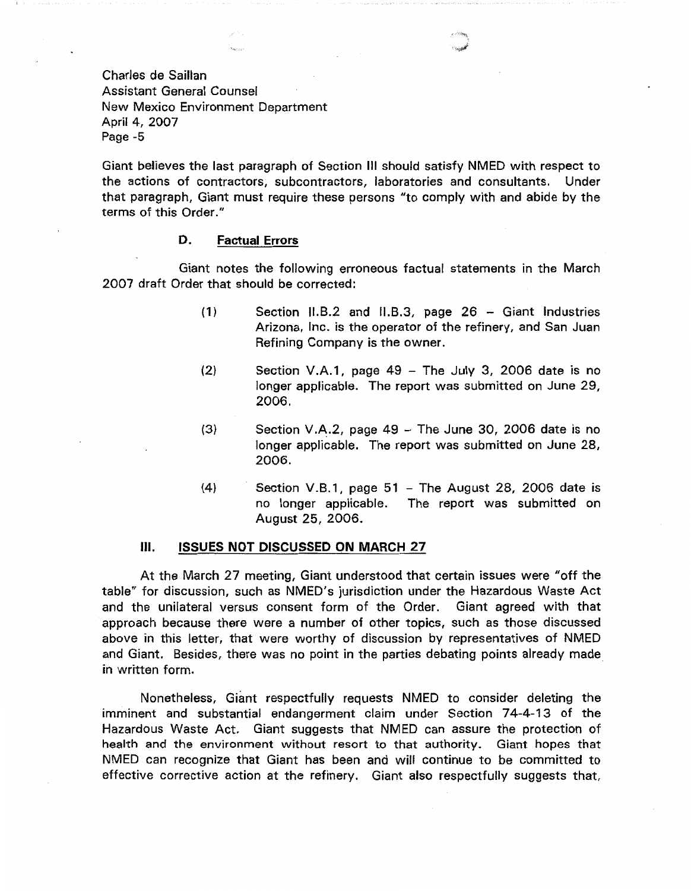Giant believes the last paragraph of Section III should satisfy NMED with respect to the actions of contractors, subcontractors, laboratories and consultants. Under that paragraph, Giant must require these persons "to comply with and abide by the terms of this Order."

### D. Factual Errors

Giant notes the following erroneous factual statements in the March 2007 draft Order that should be corrected:

(1) Section II.B.2 and II.B.3, page 26 – Giant Industries Arizona, Inc. is the operator of the refinery, and San Juan Refining Company is the owner.

(2) Section V.A.1, page 49 – The July 3, 2006 date is no longer applicable. The report was submitted on June 29, 2006.

(3) Section V.A.2, page 49 – The June 30, 2006 date is no longer applicable. The report was submitted on June 28, 2006.

(4) Section V.B.1, page 51 – The August 28, 2006 date is no longer applicable. The report was submitted on August 25, 2006.

## III. ISSUES NOT DISCUSSED ON MARCH 27

At the March 27 meeting, Giant understood that certain issues were "off the table" for discussion, such as NMED's jurisdiction under the Hazardous Waste Act and the unilateral versus consent form of the Order. Giant agreed with that approach because there were a number of other topics, such as those discussed above in this letter, that were worthy of discussion by representatives of NMED and Giant. Besides, there was no point in the parties debating points already made in written form.

Nonetheless, Giant respectfully requests NMED to consider deleting the imminent and substantial endangerment claim under Section 74-4-13 of the Hazardous Waste Act. Giant suggests that NMED can assure the protection of health and the environment without resort to that authority. Giant hopes that NMED can recognize that Giant has been and will continue to be committed to effective corrective action at the refinery. Giant also respectfully suggests that,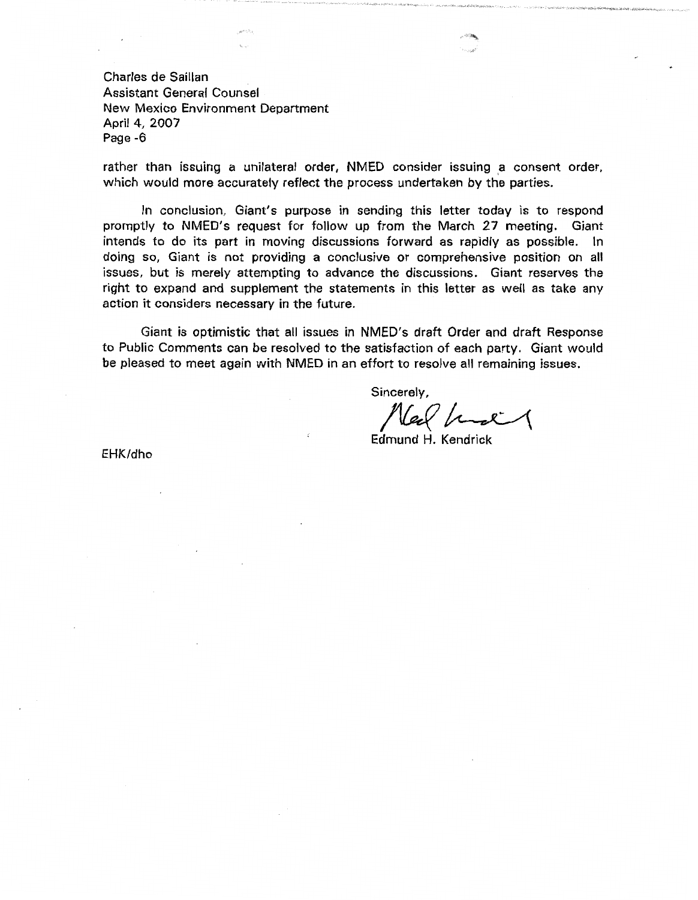rather than issuing a unilateral order, NMED consider issuing a consent order, which would more accurately reflect the process undertaken by the parties.

In conclusion, Giant's purpose in sending this letter today is to respond promptly to NMED's request for follow up from the March 27 meeting. Giant intends to do its part in moving discussions forward as rapidly as possible. In doing so, Giant is not providing a conclusive or comprehensive position on all issues, but is merely attempting to advance the discussions. Giant reserves the right to expand and supplement the statements in this letter as well as take any action it considers necessary in the future.

Giant is optimistic that all issues in NMED's draft Order and draft Response to Public Comments can be resolved to the satisfaction of each party. Giant would be pleased to meet again with NMED in an effort to resolve all remaining issues.

Sincerely,

Edmund H. Kendrick

EHK/dho